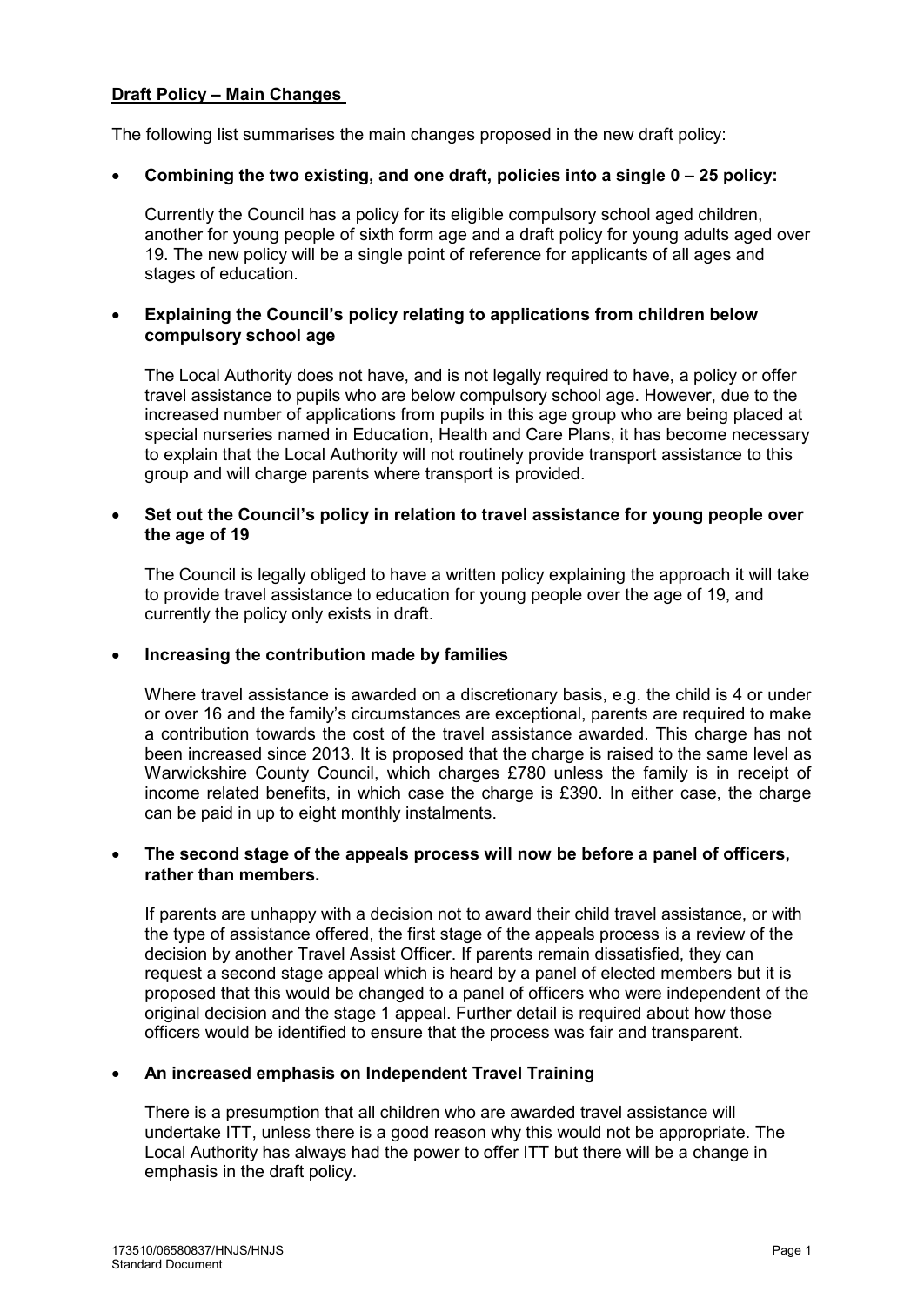**Draft Policy – Main Changes**

The following list summarises the main changes proposed in the new draft policy:

- **Combining the two existing, and one draft, policies into a single 0 – 25 policy:**

  Currently the Council has a policy for its eligible compulsory school aged children, another for young people of sixth form age and a draft policy for young adults aged over 19. The new policy will be a single point of reference for applicants of all ages and stages of education.

- **Explaining the Council's policy relating to applications from children below compulsory school age**

  The Local Authority does not have, and is not legally required to have, a policy or offer travel assistance to pupils who are below compulsory school age. However, due to the increased number of applications from pupils in this age group who are being placed at special nurseries named in Education, Health and Care Plans, it has become necessary to explain that the Local Authority will not routinely provide transport assistance to this group and will charge parents where transport is provided.

- **Set out the Council's policy in relation to travel assistance for young people over the age of 19**

  The Council is legally obliged to have a written policy explaining the approach it will take to provide travel assistance to education for young people over the age of 19, and currently the policy only exists in draft.

- **Increasing the contribution made by families**

  Where travel assistance is awarded on a discretionary basis, e.g. the child is 4 or under or over 16 and the family's circumstances are exceptional, parents are required to make a contribution towards the cost of the travel assistance awarded. This charge has not been increased since 2013. It is proposed that the charge is raised to the same level as Warwickshire County Council, which charges £780 unless the family is in receipt of income related benefits, in which case the charge is £390. In either case, the charge can be paid in up to eight monthly instalments.

- **The second stage of the appeals process will now be before a panel of officers, rather than members.**

  If parents are unhappy with a decision not to award their child travel assistance, or with the type of assistance offered, the first stage of the appeals process is a review of the decision by another Travel Assist Officer. If parents remain dissatisfied, they can request a second stage appeal which is heard by a panel of elected members but it is proposed that this would be changed to a panel of officers who were independent of the original decision and the stage 1 appeal. Further detail is required about how those officers would be identified to ensure that the process was fair and transparent.

- **An increased emphasis on Independent Travel Training**

  There is a presumption that all children who are awarded travel assistance will undertake ITT, unless there is a good reason why this would not be appropriate. The Local Authority has always had the power to offer ITT but there will be a change in emphasis in the draft policy.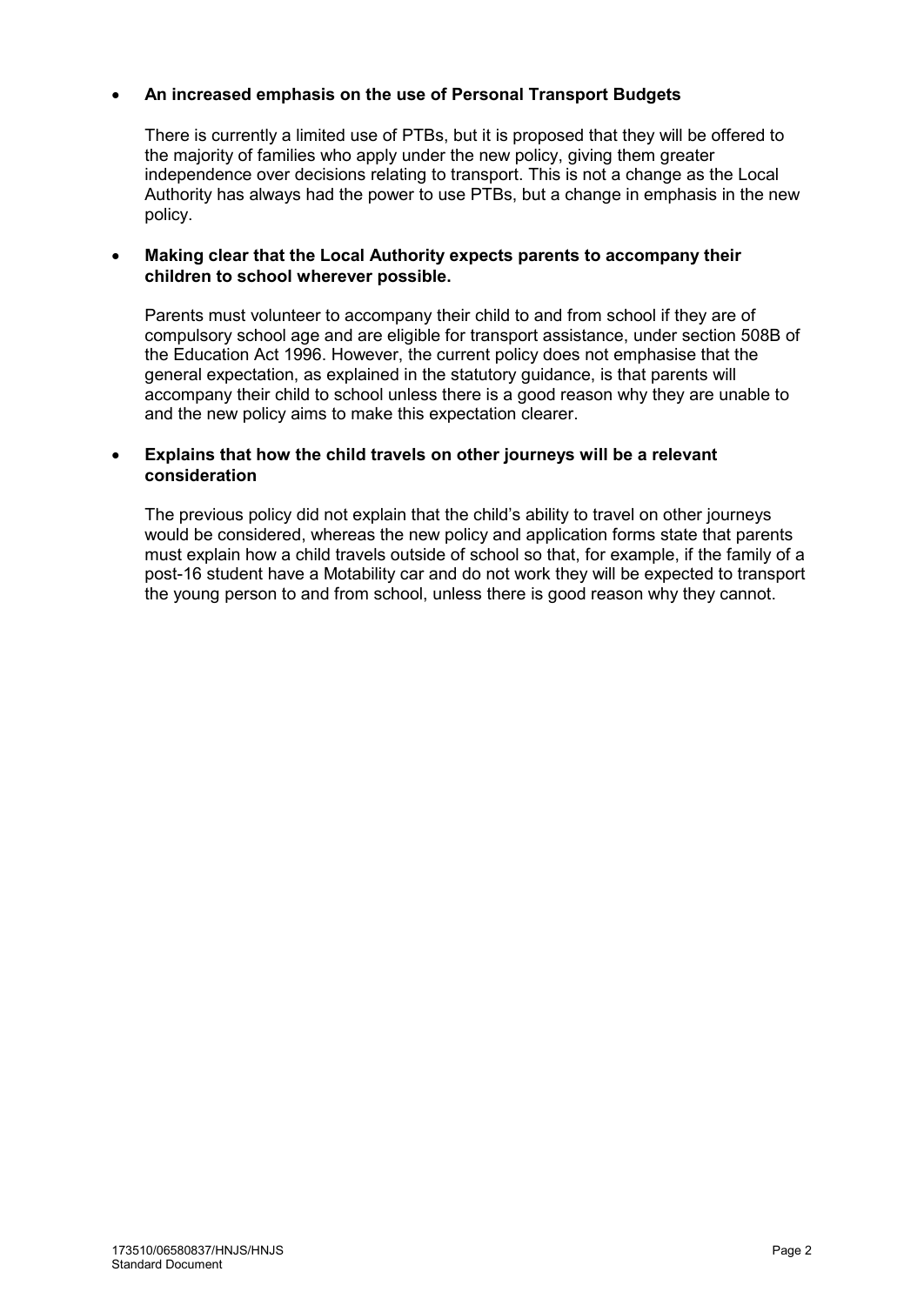- **An increased emphasis on the use of Personal Transport Budgets**

  There is currently a limited use of PTBs, but it is proposed that they will be offered to the majority of families who apply under the new policy, giving them greater independence over decisions relating to transport. This is not a change as the Local Authority has always had the power to use PTBs, but a change in emphasis in the new policy.

- **Making clear that the Local Authority expects parents to accompany their children to school wherever possible.**

  Parents must volunteer to accompany their child to and from school if they are of compulsory school age and are eligible for transport assistance, under section 508B of the Education Act 1996. However, the current policy does not emphasise that the general expectation, as explained in the statutory guidance, is that parents will accompany their child to school unless there is a good reason why they are unable to and the new policy aims to make this expectation clearer.

- **Explains that how the child travels on other journeys will be a relevant consideration**

  The previous policy did not explain that the child's ability to travel on other journeys would be considered, whereas the new policy and application forms state that parents must explain how a child travels outside of school so that, for example, if the family of a post-16 student have a Motability car and do not work they will be expected to transport the young person to and from school, unless there is good reason why they cannot.

173510/06580837/HNJS/HNJS
Standard Document